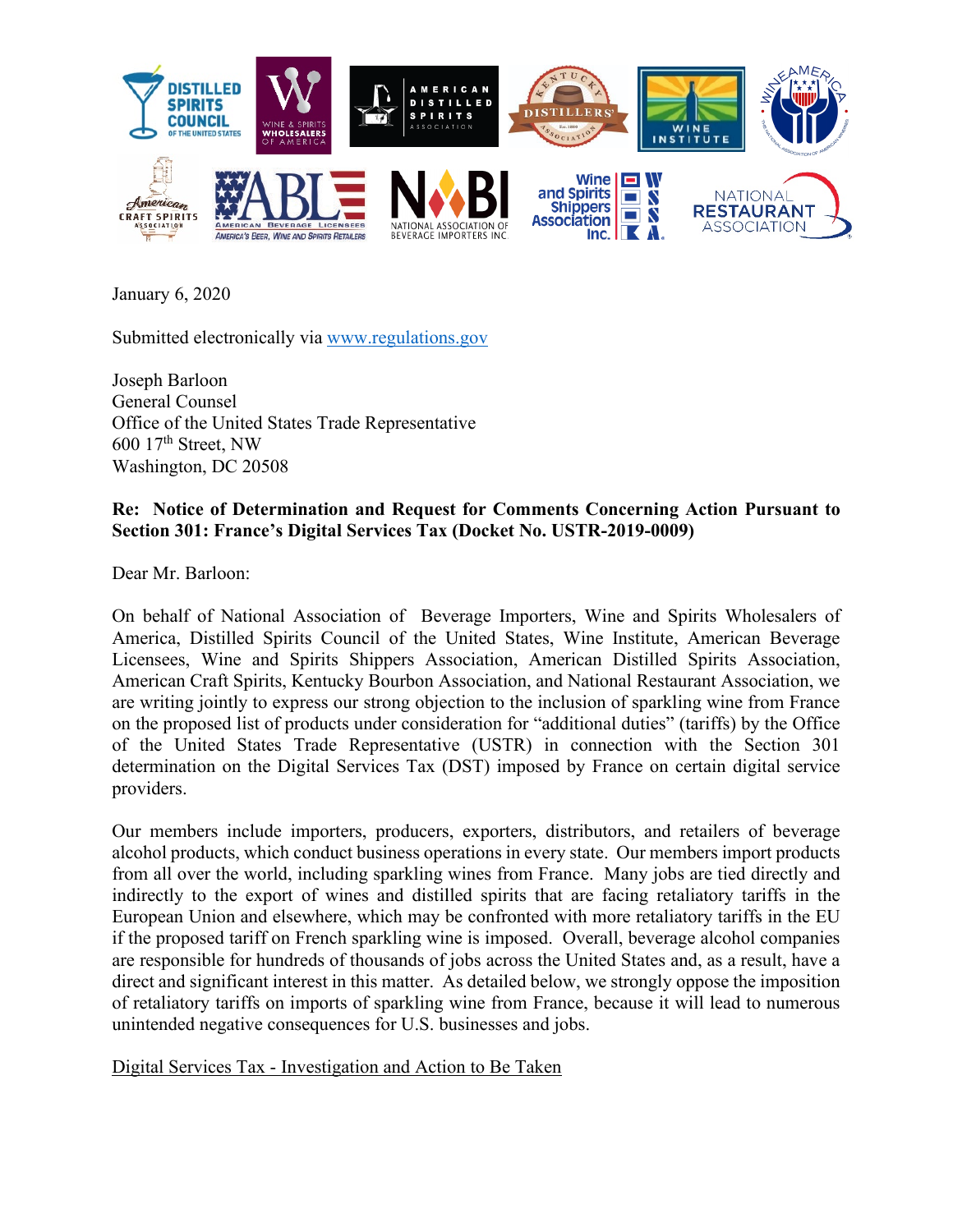January 6, 2020

Submitted electronically via www.regulations.gov

Joseph Barloon
General Counsel
Office of the United States Trade Representative
600 17th Street, NW
Washington, DC 20508

**Re: Notice of Determination and Request for Comments Concerning Action Pursuant to Section 301: France's Digital Services Tax (Docket No. USTR-2019-0009)**

Dear Mr. Barloon:

On behalf of National Association of Beverage Importers, Wine and Spirits Wholesalers of America, Distilled Spirits Council of the United States, Wine Institute, American Beverage Licensees, Wine and Spirits Shippers Association, American Distilled Spirits Association, American Craft Spirits, Kentucky Bourbon Association, and National Restaurant Association, we are writing jointly to express our strong objection to the inclusion of sparkling wine from France on the proposed list of products under consideration for "additional duties" (tariffs) by the Office of the United States Trade Representative (USTR) in connection with the Section 301 determination on the Digital Services Tax (DST) imposed by France on certain digital service providers.

Our members include importers, producers, exporters, distributors, and retailers of beverage alcohol products, which conduct business operations in every state. Our members import products from all over the world, including sparkling wines from France. Many jobs are tied directly and indirectly to the export of wines and distilled spirits that are facing retaliatory tariffs in the European Union and elsewhere, which may be confronted with more retaliatory tariffs in the EU if the proposed tariff on French sparkling wine is imposed. Overall, beverage alcohol companies are responsible for hundreds of thousands of jobs across the United States and, as a result, have a direct and significant interest in this matter. As detailed below, we strongly oppose the imposition of retaliatory tariffs on imports of sparkling wine from France, because it will lead to numerous unintended negative consequences for U.S. businesses and jobs.

Digital Services Tax - Investigation and Action to Be Taken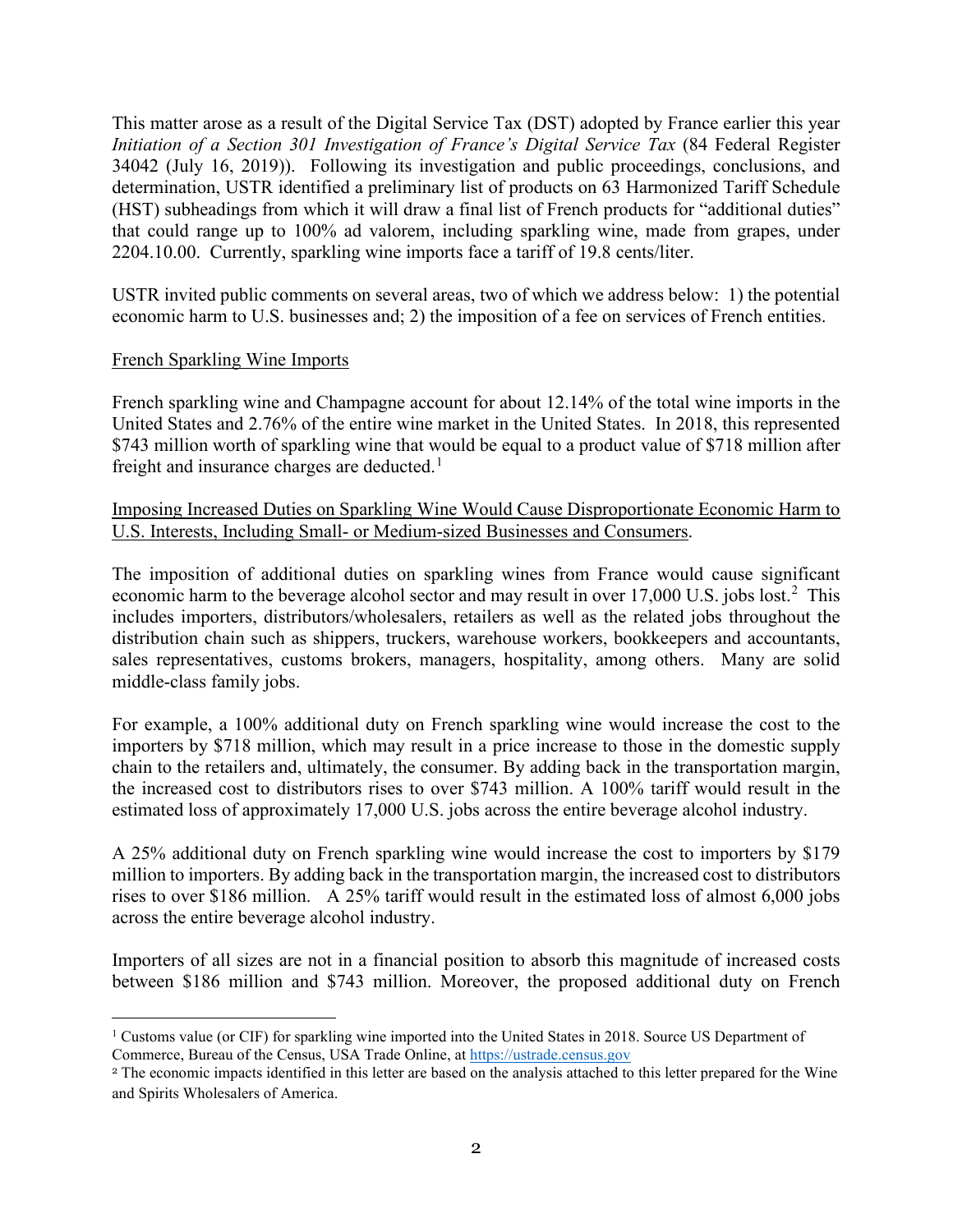This matter arose as a result of the Digital Service Tax (DST) adopted by France earlier this year *Initiation of a Section 301 Investigation of France's Digital Service Tax* (84 Federal Register 34042 (July 16, 2019)). Following its investigation and public proceedings, conclusions, and determination, USTR identified a preliminary list of products on 63 Harmonized Tariff Schedule (HST) subheadings from which it will draw a final list of French products for "additional duties" that could range up to 100% ad valorem, including sparkling wine, made from grapes, under 2204.10.00. Currently, sparkling wine imports face a tariff of 19.8 cents/liter.

USTR invited public comments on several areas, two of which we address below: 1) the potential economic harm to U.S. businesses and; 2) the imposition of a fee on services of French entities.

<u>French Sparkling Wine Imports</u>

French sparkling wine and Champagne account for about 12.14% of the total wine imports in the United States and 2.76% of the entire wine market in the United States. In 2018, this represented $743 million worth of sparkling wine that would be equal to a product value of $718 million after freight and insurance charges are deducted.[1]

<u>Imposing Increased Duties on Sparkling Wine Would Cause Disproportionate Economic Harm to U.S. Interests, Including Small- or Medium-sized Businesses and Consumers</u>.

The imposition of additional duties on sparkling wines from France would cause significant economic harm to the beverage alcohol sector and may result in over 17,000 U.S. jobs lost.[2] This includes importers, distributors/wholesalers, retailers as well as the related jobs throughout the distribution chain such as shippers, truckers, warehouse workers, bookkeepers and accountants, sales representatives, customs brokers, managers, hospitality, among others. Many are solid middle-class family jobs.

For example, a 100% additional duty on French sparkling wine would increase the cost to the importers by $718 million, which may result in a price increase to those in the domestic supply chain to the retailers and, ultimately, the consumer. By adding back in the transportation margin, the increased cost to distributors rises to over $743 million. A 100% tariff would result in the estimated loss of approximately 17,000 U.S. jobs across the entire beverage alcohol industry.

A 25% additional duty on French sparkling wine would increase the cost to importers by $179 million to importers. By adding back in the transportation margin, the increased cost to distributors rises to over $186 million. A 25% tariff would result in the estimated loss of almost 6,000 jobs across the entire beverage alcohol industry.

Importers of all sizes are not in a financial position to absorb this magnitude of increased costs between $186 million and $743 million. Moreover, the proposed additional duty on French

[1] Customs value (or CIF) for sparkling wine imported into the United States in 2018. Source US Department of Commerce, Bureau of the Census, USA Trade Online, at https://ustrade.census.gov

[2] The economic impacts identified in this letter are based on the analysis attached to this letter prepared for the Wine and Spirits Wholesalers of America.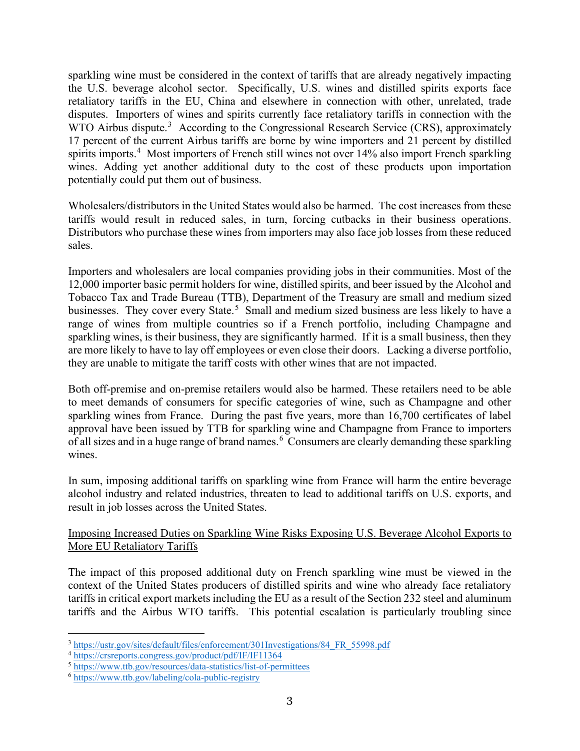sparkling wine must be considered in the context of tariffs that are already negatively impacting the U.S. beverage alcohol sector. Specifically, U.S. wines and distilled spirits exports face retaliatory tariffs in the EU, China and elsewhere in connection with other, unrelated, trade disputes. Importers of wines and spirits currently face retaliatory tariffs in connection with the WTO Airbus dispute.[3] According to the Congressional Research Service (CRS), approximately 17 percent of the current Airbus tariffs are borne by wine importers and 21 percent by distilled spirits imports.[4] Most importers of French still wines not over 14% also import French sparkling wines. Adding yet another additional duty to the cost of these products upon importation potentially could put them out of business.

Wholesalers/distributors in the United States would also be harmed. The cost increases from these tariffs would result in reduced sales, in turn, forcing cutbacks in their business operations. Distributors who purchase these wines from importers may also face job losses from these reduced sales.

Importers and wholesalers are local companies providing jobs in their communities. Most of the 12,000 importer basic permit holders for wine, distilled spirits, and beer issued by the Alcohol and Tobacco Tax and Trade Bureau (TTB), Department of the Treasury are small and medium sized businesses. They cover every State.[5] Small and medium sized business are less likely to have a range of wines from multiple countries so if a French portfolio, including Champagne and sparkling wines, is their business, they are significantly harmed. If it is a small business, then they are more likely to have to lay off employees or even close their doors. Lacking a diverse portfolio, they are unable to mitigate the tariff costs with other wines that are not impacted.

Both off-premise and on-premise retailers would also be harmed. These retailers need to be able to meet demands of consumers for specific categories of wine, such as Champagne and other sparkling wines from France. During the past five years, more than 16,700 certificates of label approval have been issued by TTB for sparkling wine and Champagne from France to importers of all sizes and in a huge range of brand names.[6] Consumers are clearly demanding these sparkling wines.

In sum, imposing additional tariffs on sparkling wine from France will harm the entire beverage alcohol industry and related industries, threaten to lead to additional tariffs on U.S. exports, and result in job losses across the United States.

<u>Imposing Increased Duties on Sparkling Wine Risks Exposing U.S. Beverage Alcohol Exports to More EU Retaliatory Tariffs</u>

The impact of this proposed additional duty on French sparkling wine must be viewed in the context of the United States producers of distilled spirits and wine who already face retaliatory tariffs in critical export markets including the EU as a result of the Section 232 steel and aluminum tariffs and the Airbus WTO tariffs. This potential escalation is particularly troubling since

---

[3] https://ustr.gov/sites/default/files/enforcement/301Investigations/84_FR_55998.pdf

[4] https://crsreports.congress.gov/product/pdf/IF/IF11364

[5] https://www.ttb.gov/resources/data-statistics/list-of-permittees

[6] https://www.ttb.gov/labeling/cola-public-registry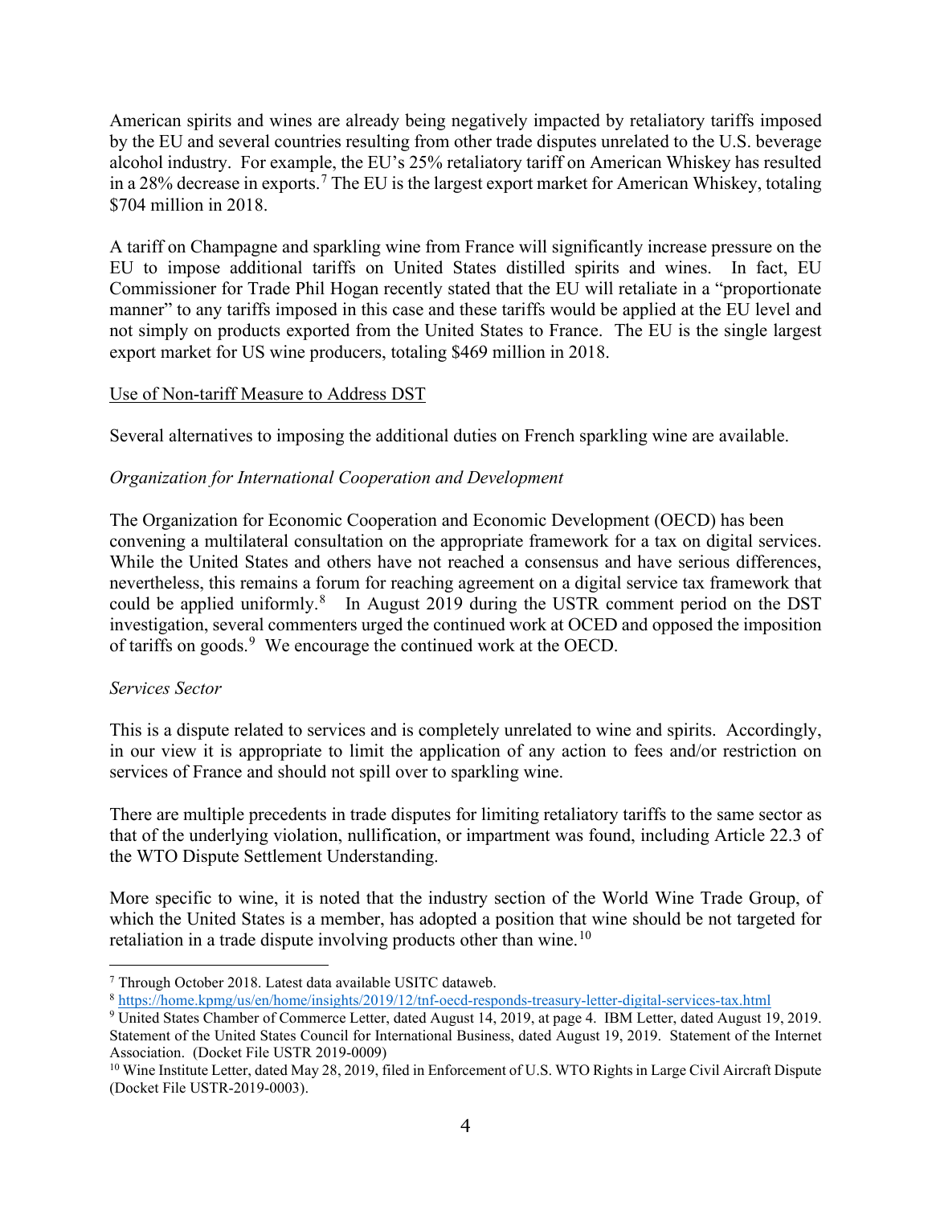American spirits and wines are already being negatively impacted by retaliatory tariffs imposed by the EU and several countries resulting from other trade disputes unrelated to the U.S. beverage alcohol industry. For example, the EU's 25% retaliatory tariff on American Whiskey has resulted in a 28% decrease in exports.[7] The EU is the largest export market for American Whiskey, totaling $704 million in 2018.

A tariff on Champagne and sparkling wine from France will significantly increase pressure on the EU to impose additional tariffs on United States distilled spirits and wines. In fact, EU Commissioner for Trade Phil Hogan recently stated that the EU will retaliate in a "proportionate manner" to any tariffs imposed in this case and these tariffs would be applied at the EU level and not simply on products exported from the United States to France. The EU is the single largest export market for US wine producers, totaling $469 million in 2018.

Use of Non-tariff Measure to Address DST

Several alternatives to imposing the additional duties on French sparkling wine are available.

*Organization for International Cooperation and Development*

The Organization for Economic Cooperation and Economic Development (OECD) has been convening a multilateral consultation on the appropriate framework for a tax on digital services. While the United States and others have not reached a consensus and have serious differences, nevertheless, this remains a forum for reaching agreement on a digital service tax framework that could be applied uniformly.[8] In August 2019 during the USTR comment period on the DST investigation, several commenters urged the continued work at OCED and opposed the imposition of tariffs on goods.[9] We encourage the continued work at the OECD.

*Services Sector*

This is a dispute related to services and is completely unrelated to wine and spirits. Accordingly, in our view it is appropriate to limit the application of any action to fees and/or restriction on services of France and should not spill over to sparkling wine.

There are multiple precedents in trade disputes for limiting retaliatory tariffs to the same sector as that of the underlying violation, nullification, or impartment was found, including Article 22.3 of the WTO Dispute Settlement Understanding.

More specific to wine, it is noted that the industry section of the World Wine Trade Group, of which the United States is a member, has adopted a position that wine should be not targeted for retaliation in a trade dispute involving products other than wine.[10]

---

[7] Through October 2018. Latest data available USITC dataweb.

[8] https://home.kpmg/us/en/home/insights/2019/12/tnf-oecd-responds-treasury-letter-digital-services-tax.html

[9] United States Chamber of Commerce Letter, dated August 14, 2019, at page 4. IBM Letter, dated August 19, 2019. Statement of the United States Council for International Business, dated August 19, 2019. Statement of the Internet Association. (Docket File USTR 2019-0009)

[10] Wine Institute Letter, dated May 28, 2019, filed in Enforcement of U.S. WTO Rights in Large Civil Aircraft Dispute (Docket File USTR-2019-0003).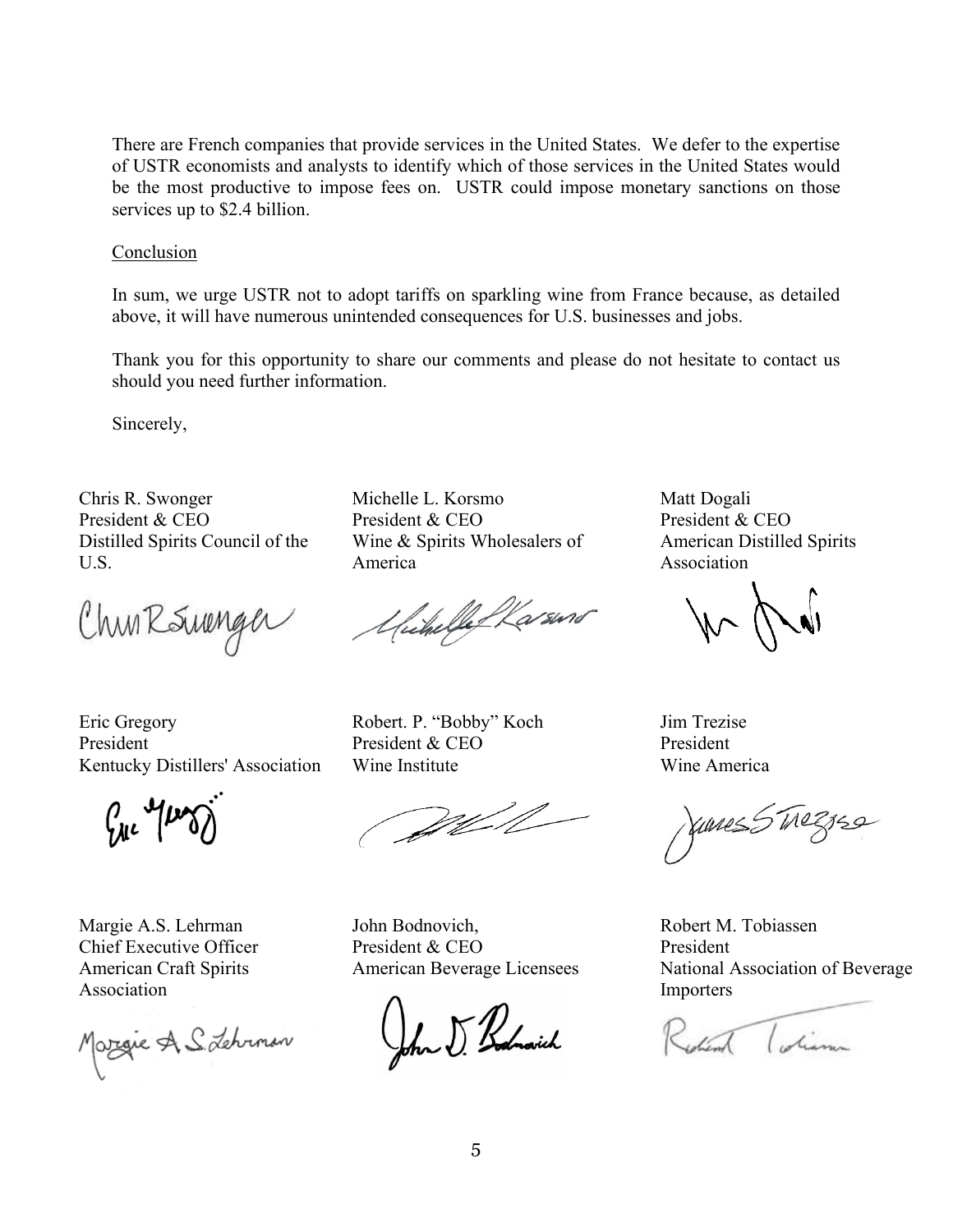There are French companies that provide services in the United States. We defer to the expertise of USTR economists and analysts to identify which of those services in the United States would be the most productive to impose fees on. USTR could impose monetary sanctions on those services up to $2.4 billion.

Conclusion

In sum, we urge USTR not to adopt tariffs on sparkling wine from France because, as detailed above, it will have numerous unintended consequences for U.S. businesses and jobs.

Thank you for this opportunity to share our comments and please do not hesitate to contact us should you need further information.

Sincerely,

Chris R. Swonger
President & CEO
Distilled Spirits Council of the U.S.

Michelle L. Korsmo
President & CEO
Wine & Spirits Wholesalers of America

Matt Dogali
President & CEO
American Distilled Spirits Association

Eric Gregory
President
Kentucky Distillers' Association

Robert. P. "Bobby" Koch
President & CEO
Wine Institute

Jim Trezise
President
Wine America

Margie A.S. Lehrman
Chief Executive Officer
American Craft Spirits Association

John Bodnovich,
President & CEO
American Beverage Licensees

Robert M. Tobiassen
President
National Association of Beverage Importers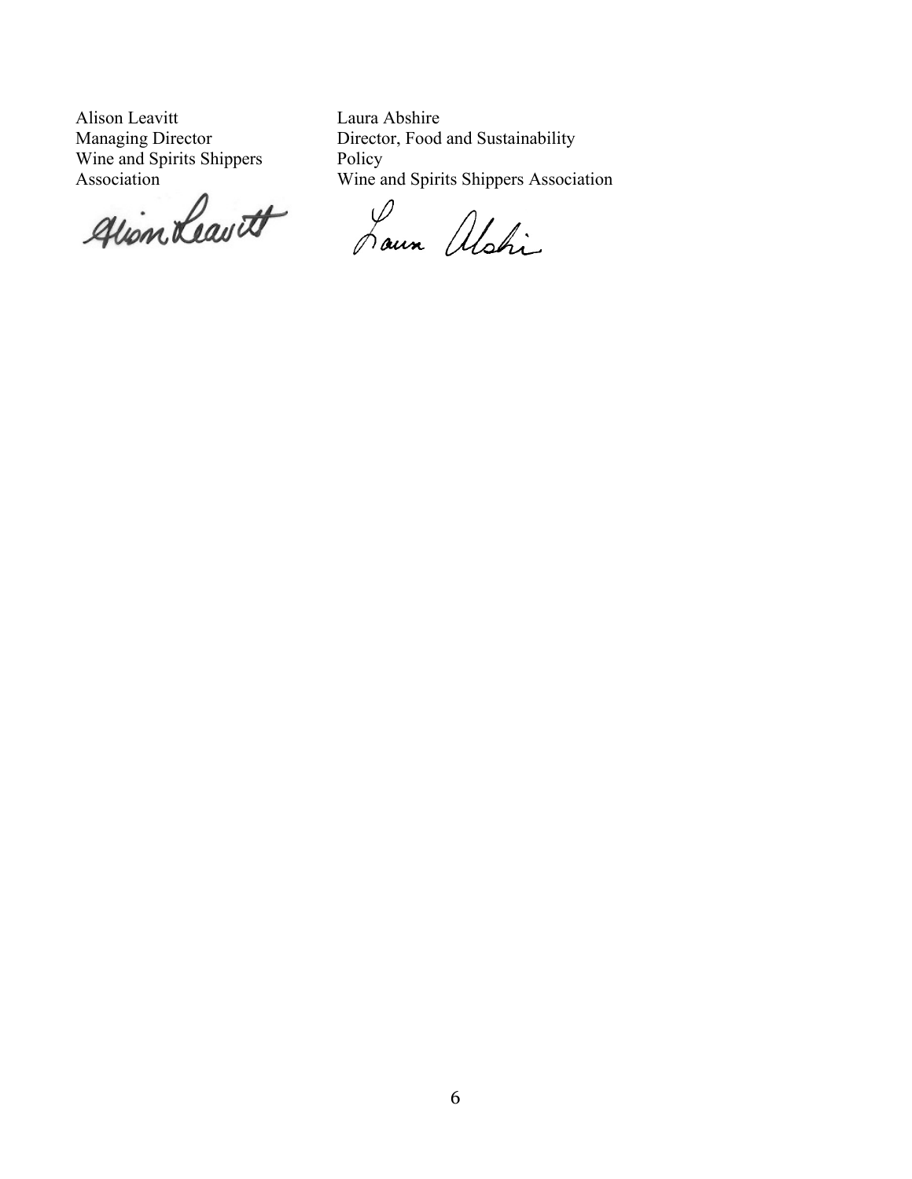Alison Leavitt
Managing Director
Wine and Spirits Shippers Association

Laura Abshire
Director, Food and Sustainability Policy
Wine and Spirits Shippers Association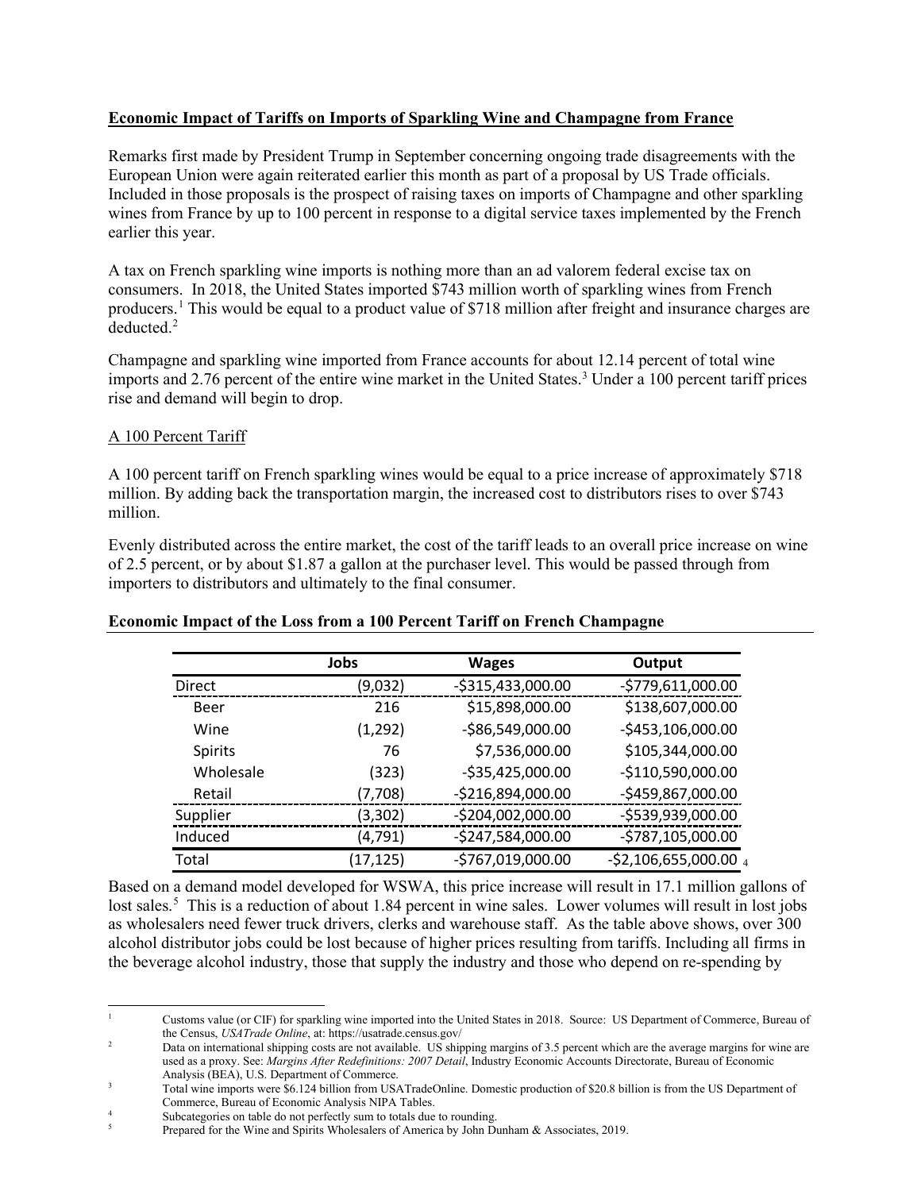**Economic Impact of Tariffs on Imports of Sparkling Wine and Champagne from France**

Remarks first made by President Trump in September concerning ongoing trade disagreements with the European Union were again reiterated earlier this month as part of a proposal by US Trade officials. Included in those proposals is the prospect of raising taxes on imports of Champagne and other sparkling wines from France by up to 100 percent in response to a digital service taxes implemented by the French earlier this year.

A tax on French sparkling wine imports is nothing more than an ad valorem federal excise tax on consumers. In 2018, the United States imported $743 million worth of sparkling wines from French producers.[1] This would be equal to a product value of $718 million after freight and insurance charges are deducted.[2]

Champagne and sparkling wine imported from France accounts for about 12.14 percent of total wine imports and 2.76 percent of the entire wine market in the United States.[3] Under a 100 percent tariff prices rise and demand will begin to drop.

A 100 Percent Tariff

A 100 percent tariff on French sparkling wines would be equal to a price increase of approximately $718 million. By adding back the transportation margin, the increased cost to distributors rises to over $743 million.

Evenly distributed across the entire market, the cost of the tariff leads to an overall price increase on wine of 2.5 percent, or by about $1.87 a gallon at the purchaser level. This would be passed through from importers to distributors and ultimately to the final consumer.

**Economic Impact of the Loss from a 100 Percent Tariff on French Champagne**

| | Jobs | Wages | Output |
|---|---|---|---|
| Direct | (9,032) | -$315,433,000.00 | -$779,611,000.00 |
| Beer | 216 | $15,898,000.00 | $138,607,000.00 |
| Wine | (1,292) | -$86,549,000.00 | -$453,106,000.00 |
| Spirits | 76 | $7,536,000.00 | $105,344,000.00 |
| Wholesale | (323) | -$35,425,000.00 | -$110,590,000.00 |
| Retail | (7,708) | -$216,894,000.00 | -$459,867,000.00 |
| Supplier | (3,302) | -$204,002,000.00 | -$539,939,000.00 |
| Induced | (4,791) | -$247,584,000.00 | -$787,105,000.00 |
| Total | (17,125) | -$767,019,000.00 | -$2,106,655,000.00 [4] |

Based on a demand model developed for WSWA, this price increase will result in 17.1 million gallons of lost sales.[5] This is a reduction of about 1.84 percent in wine sales. Lower volumes will result in lost jobs as wholesalers need fewer truck drivers, clerks and warehouse staff. As the table above shows, over 300 alcohol distributor jobs could be lost because of higher prices resulting from tariffs. Including all firms in the beverage alcohol industry, those that supply the industry and those who depend on re-spending by

---

[1] Customs value (or CIF) for sparkling wine imported into the United States in 2018. Source: US Department of Commerce, Bureau of the Census, *USATrade Online*, at: https://usatrade.census.gov/

[2] Data on international shipping costs are not available. US shipping margins of 3.5 percent which are the average margins for wine are used as a proxy. See: *Margins After Redefinitions: 2007 Detail*, Industry Economic Accounts Directorate, Bureau of Economic Analysis (BEA), U.S. Department of Commerce.

[3] Total wine imports were $6.124 billion from USATradeOnline. Domestic production of $20.8 billion is from the US Department of Commerce, Bureau of Economic Analysis NIPA Tables.

[4] Subcategories on table do not perfectly sum to totals due to rounding.

[5] Prepared for the Wine and Spirits Wholesalers of America by John Dunham & Associates, 2019.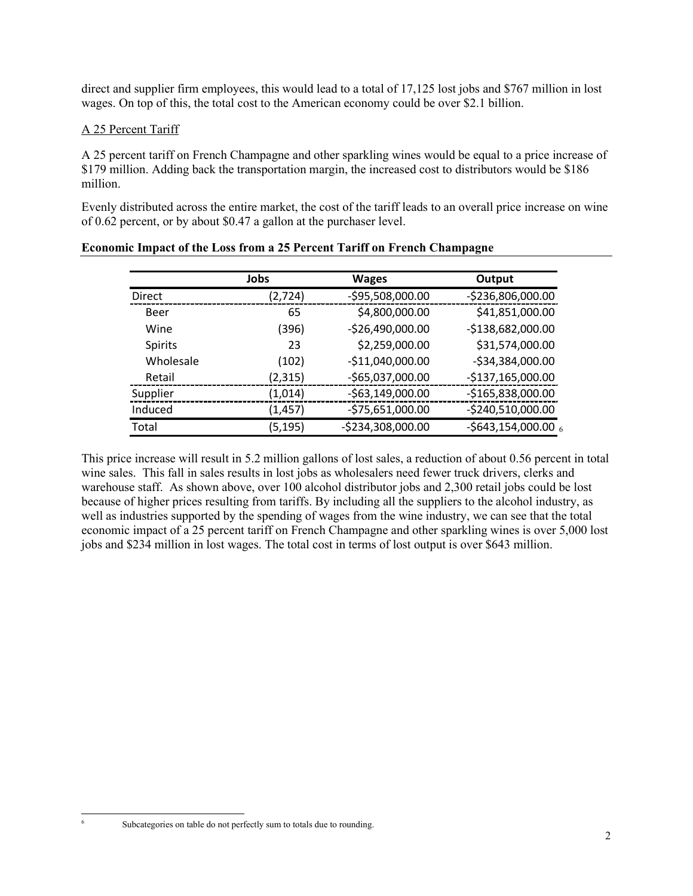direct and supplier firm employees, this would lead to a total of 17,125 lost jobs and $767 million in lost wages. On top of this, the total cost to the American economy could be over $2.1 billion.

A 25 Percent Tariff

A 25 percent tariff on French Champagne and other sparkling wines would be equal to a price increase of $179 million. Adding back the transportation margin, the increased cost to distributors would be $186 million.

Evenly distributed across the entire market, the cost of the tariff leads to an overall price increase on wine of 0.62 percent, or by about $0.47 a gallon at the purchaser level.

**Economic Impact of the Loss from a 25 Percent Tariff on French Champagne**

| | Jobs | Wages | Output |
|---|---|---|---|
| Direct | (2,724) | -$95,508,000.00 | -$236,806,000.00 |
| Beer | 65 | $4,800,000.00 | $41,851,000.00 |
| Wine | (396) | -$26,490,000.00 | -$138,682,000.00 |
| Spirits | 23 | $2,259,000.00 | $31,574,000.00 |
| Wholesale | (102) | -$11,040,000.00 | -$34,384,000.00 |
| Retail | (2,315) | -$65,037,000.00 | -$137,165,000.00 |
| Supplier | (1,014) | -$63,149,000.00 | -$165,838,000.00 |
| Induced | (1,457) | -$75,651,000.00 | -$240,510,000.00 |
| Total | (5,195) | -$234,308,000.00 | -$643,154,000.00 [6] |

This price increase will result in 5.2 million gallons of lost sales, a reduction of about 0.56 percent in total wine sales. This fall in sales results in lost jobs as wholesalers need fewer truck drivers, clerks and warehouse staff. As shown above, over 100 alcohol distributor jobs and 2,300 retail jobs could be lost because of higher prices resulting from tariffs. By including all the suppliers to the alcohol industry, as well as industries supported by the spending of wages from the wine industry, we can see that the total economic impact of a 25 percent tariff on French Champagne and other sparkling wines is over 5,000 lost jobs and $234 million in lost wages. The total cost in terms of lost output is over $643 million.

[6] Subcategories on table do not perfectly sum to totals due to rounding.